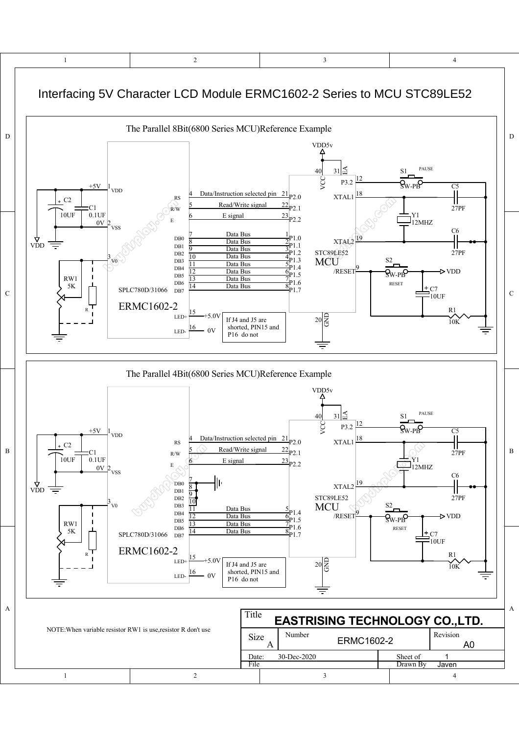# Interfacing 5V Character LCD Module ERMC1602-2 Series to MCU STC89LE52

## The Parallel 8Bit(6800 Series MCU)Reference Example

| ERMC1602-2 Pin | Signal | Connection | MCU Pin |
|---|---|---|---|
| 1 | VDD | +5V | |
| 2 | VSS | 0V | |
| 3 | V0 | RW1 5K / R | |
| 4 | RS | Data/Instruction selected pin | 21 P2.0 |
| 5 | R/W | Read/Write signal | 22 P2.1 |
| 6 | E | E signal | 23 P2.2 |
| 7 | DB0 | Data Bus | 1 P1.0 |
| 8 | DB1 | Data Bus | 2 P1.1 |
| 9 | DB2 | Data Bus | 3 P1.2 |
| 10 | DB3 | Data Bus | 4 P1.3 |
| 11 | DB4 | Data Bus | 5 P1.4 |
| 12 | DB5 | Data Bus | 6 P1.5 |
| 13 | DB6 | Data Bus | 7 P1.6 |
| 14 | DB7 | Data Bus | 8 P1.7 |
| 15 | LED+ | +5.0V | |
| 16 | LED- | 0V | |

SPLC780D/31066

If J4 and J5 are shorted, PIN15 and P16 do not

STC89LE52 MCU: VDD5v, 40 VCC, 31 EA, 12 P3.2 – S1 SW-PB (PAUSE); 18 XTAL1, 19 XTAL2 – Y1 12MHZ, C5 27PF, C6 27PF; 9 /RESET – S2 SW-PB (RESET), VDD, C7 10UF, R1 10K; 20 GND.

C2 10UF, C1 0.1UF.

## The Parallel 4Bit(6800 Series MCU)Reference Example

| ERMC1602-2 Pin | Signal | Connection | MCU Pin |
|---|---|---|---|
| 1 | VDD | +5V | |
| 2 | VSS | 0V | |
| 3 | V0 | RW1 5K / R | |
| 4 | RS | Data/Instruction selected pin | 21 P2.0 |
| 5 | R/W | Read/Write signal | 22 P2.1 |
| 6 | E | E signal | 23 P2.2 |
| 7 | DB0 | GND | |
| 8 | DB1 | GND | |
| 9 | DB2 | GND | |
| 10 | DB3 | GND | |
| 11 | DB4 | Data Bus | 5 P1.4 |
| 12 | DB5 | Data Bus | 6 P1.5 |
| 13 | DB6 | Data Bus | 7 P1.6 |
| 14 | DB7 | Data Bus | 8 P1.7 |
| 15 | LED+ | +5.0V | |
| 16 | LED- | 0V | |

SPLC780D/31066

If J4 and J5 are shorted, PIN15 and P16 do not

STC89LE52 MCU: VDD5v, 40 VCC, 31 EA, 12 P3.2 – S1 SW-PB (PAUSE); 18 XTAL1, 19 XTAL2 – Y1 12MHZ, C5 27PF, C6 27PF; 9 /RESET – S2 SW-PB (RESET), VDD, C7 10UF, R1 10K; 20 GND.

C2 10UF, C1 0.1UF.

NOTE:When variable resistor RW1 is use,resistor R don't use

| Title | EASTRISING TECHNOLOGY CO.,LTD. | | |
|---|---|---|---|
| Size: A | Number: ERMC1602-2 | | Revision: A0 |
| Date: 30-Dec-2020 | | Sheet of 1 | |
| File | | Drawn By | Javen |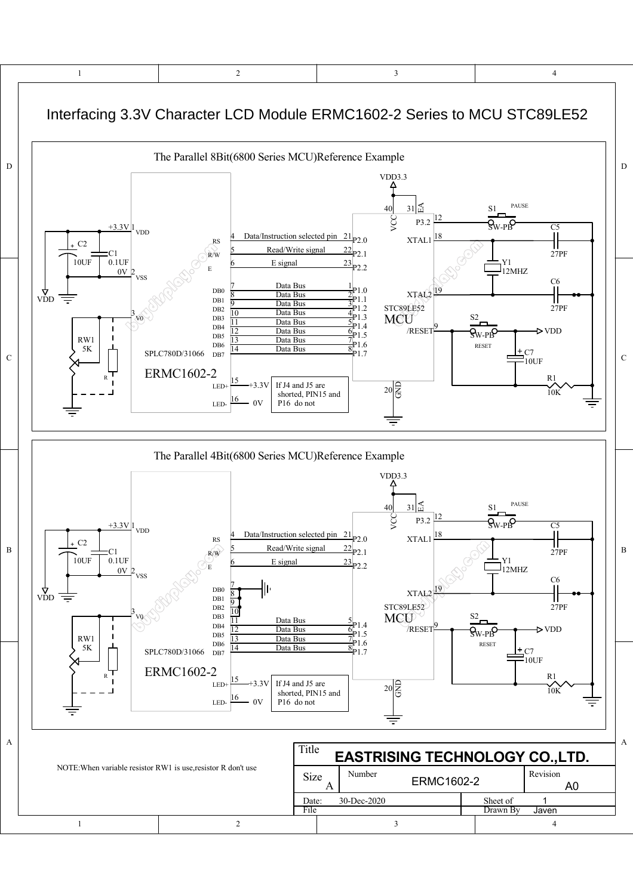# Interfacing 3.3V Character LCD Module ERMC1602-2 Series to MCU STC89LE52

## The Parallel 8Bit(6800 Series MCU)Reference Example

VDD3.3

+3.3V 1 VDD

C2 10UF

C1 0.1UF

0V 2 VSS

VDD

3 V0

RW1 5K

R

RS 4 Data/Instruction selected pin 21 P2.0

R/W 5 Read/Write signal 22 P2.1

E 6 E signal 23 P2.2

DB0 7 Data Bus 1 P1.0

DB1 8 Data Bus 2 P1.1

DB2 9 Data Bus 3 P1.2

DB3 10 Data Bus 4 P1.3

DB4 11 Data Bus 5 P1.4

DB5 12 Data Bus 6 P1.5

DB6 13 Data Bus 7 P1.6

DB7 14 Data Bus 8 P1.7

SPLC780D/31066

ERMC1602-2

LED+ 15 +3.3V

LED- 16 0V

If J4 and J5 are shorted, PIN15 and P16 do not

40 VCC 31 EA

12 P3.2

18 XTAL1

19 XTAL2

STC89LE52 MCU

9 /RESET

20 GND

S1 PAUSE SW-PB

C5 27PF

Y1 12MHZ

C6 27PF

S2 SW-PB RESET

VDD

C7 10UF

R1 10K

## The Parallel 4Bit(6800 Series MCU)Reference Example

VDD3.3

+3.3V 1 VDD

C2 10UF

C1 0.1UF

0V 2 VSS

VDD

3 V0

RW1 5K

R

RS 4 Data/Instruction selected pin 21 P2.0

R/W 5 Read/Write signal 22 P2.1

E 6 E signal 23 P2.2

DB0 7

DB1 8

DB2 9

DB3 10

DB4 11 Data Bus 5 P1.4

DB5 12 Data Bus 6 P1.5

DB6 13 Data Bus 7 P1.6

DB7 14 Data Bus 8 P1.7

SPLC780D/31066

ERMC1602-2

LED+ 15 +3.3V

LED- 16 0V

If J4 and J5 are shorted, PIN15 and P16 do not

40 VCC 31 EA

12 P3.2

18 XTAL1

19 XTAL2

STC89LE52 MCU

9 /RESET

20 GND

S1 PAUSE SW-PB

C5 27PF

Y1 12MHZ

C6 27PF

S2 SW-PB RESET

VDD

C7 10UF

R1 10K

NOTE:When variable resistor RW1 is use,resistor R don't use

| | | | |
|---|---|---|---|
| Title | **EASTRISING TECHNOLOGY CO.,LTD.** | | |
| Size A | Number ERMC1602-2 | | Revision A0 |
| Date: 30-Dec-2020 | | Sheet of 1 | |
| File | | Drawn By Javen | |